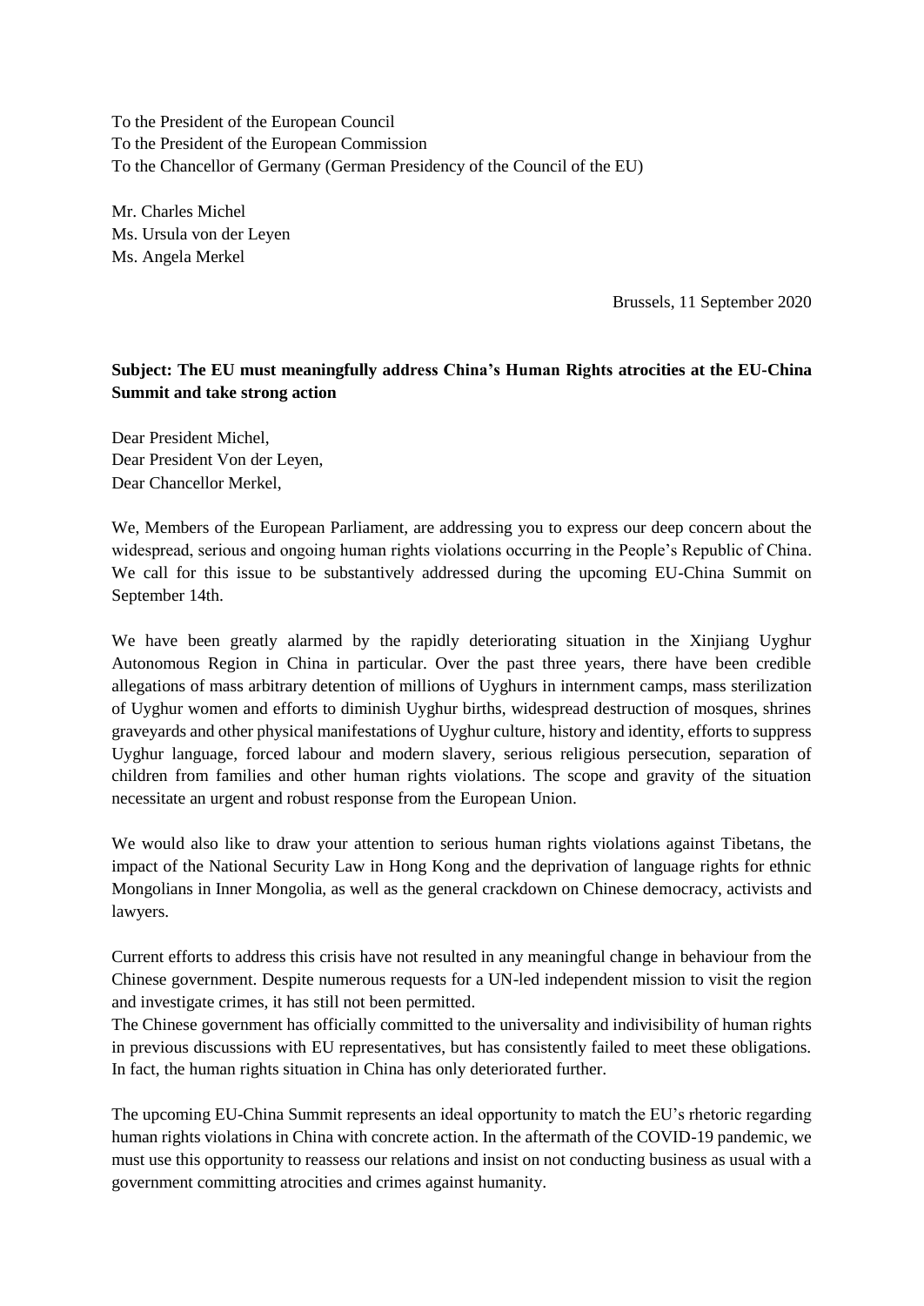To the President of the European Council
To the President of the European Commission
To the Chancellor of Germany (German Presidency of the Council of the EU)

Mr. Charles Michel
Ms. Ursula von der Leyen
Ms. Angela Merkel

Brussels, 11 September 2020

**Subject: The EU must meaningfully address China's Human Rights atrocities at the EU-China Summit and take strong action**

Dear President Michel,
Dear President Von der Leyen,
Dear Chancellor Merkel,

We, Members of the European Parliament, are addressing you to express our deep concern about the widespread, serious and ongoing human rights violations occurring in the People's Republic of China. We call for this issue to be substantively addressed during the upcoming EU-China Summit on September 14th.

We have been greatly alarmed by the rapidly deteriorating situation in the Xinjiang Uyghur Autonomous Region in China in particular. Over the past three years, there have been credible allegations of mass arbitrary detention of millions of Uyghurs in internment camps, mass sterilization of Uyghur women and efforts to diminish Uyghur births, widespread destruction of mosques, shrines graveyards and other physical manifestations of Uyghur culture, history and identity, efforts to suppress Uyghur language, forced labour and modern slavery, serious religious persecution, separation of children from families and other human rights violations. The scope and gravity of the situation necessitate an urgent and robust response from the European Union.

We would also like to draw your attention to serious human rights violations against Tibetans, the impact of the National Security Law in Hong Kong and the deprivation of language rights for ethnic Mongolians in Inner Mongolia, as well as the general crackdown on Chinese democracy, activists and lawyers.

Current efforts to address this crisis have not resulted in any meaningful change in behaviour from the Chinese government. Despite numerous requests for a UN-led independent mission to visit the region and investigate crimes, it has still not been permitted.
The Chinese government has officially committed to the universality and indivisibility of human rights in previous discussions with EU representatives, but has consistently failed to meet these obligations. In fact, the human rights situation in China has only deteriorated further.

The upcoming EU-China Summit represents an ideal opportunity to match the EU's rhetoric regarding human rights violations in China with concrete action. In the aftermath of the COVID-19 pandemic, we must use this opportunity to reassess our relations and insist on not conducting business as usual with a government committing atrocities and crimes against humanity.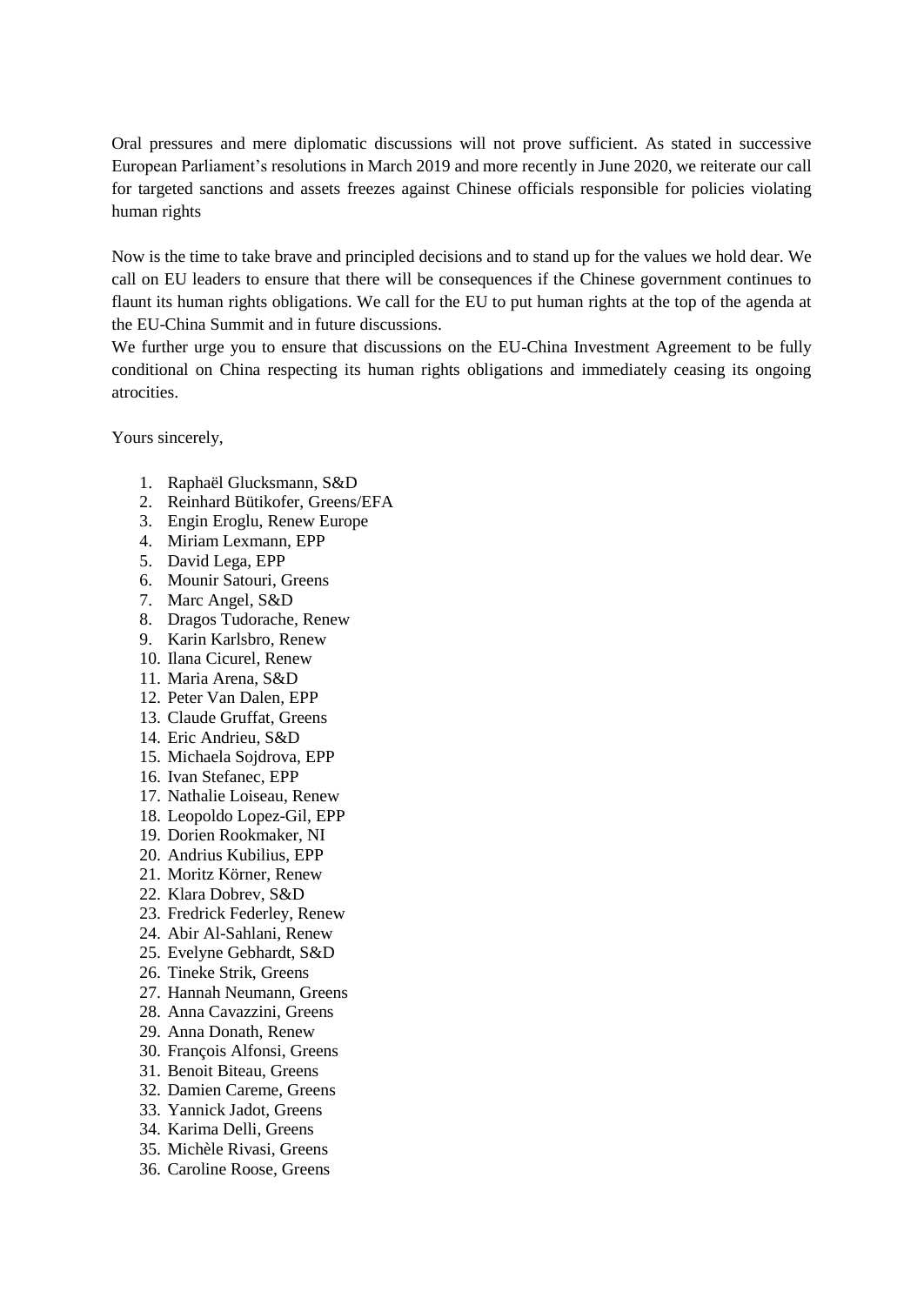Oral pressures and mere diplomatic discussions will not prove sufficient. As stated in successive European Parliament's resolutions in March 2019 and more recently in June 2020, we reiterate our call for targeted sanctions and assets freezes against Chinese officials responsible for policies violating human rights

Now is the time to take brave and principled decisions and to stand up for the values we hold dear. We call on EU leaders to ensure that there will be consequences if the Chinese government continues to flaunt its human rights obligations. We call for the EU to put human rights at the top of the agenda at the EU-China Summit and in future discussions.
We further urge you to ensure that discussions on the EU-China Investment Agreement to be fully conditional on China respecting its human rights obligations and immediately ceasing its ongoing atrocities.

Yours sincerely,

1. Raphaël Glucksmann, S&D
2. Reinhard Bütikofer, Greens/EFA
3. Engin Eroglu, Renew Europe
4. Miriam Lexmann, EPP
5. David Lega, EPP
6. Mounir Satouri, Greens
7. Marc Angel, S&D
8. Dragos Tudorache, Renew
9. Karin Karlsbro, Renew
10. Ilana Cicurel, Renew
11. Maria Arena, S&D
12. Peter Van Dalen, EPP
13. Claude Gruffat, Greens
14. Eric Andrieu, S&D
15. Michaela Sojdrova, EPP
16. Ivan Stefanec, EPP
17. Nathalie Loiseau, Renew
18. Leopoldo Lopez-Gil, EPP
19. Dorien Rookmaker, NI
20. Andrius Kubilius, EPP
21. Moritz Körner, Renew
22. Klara Dobrev, S&D
23. Fredrick Federley, Renew
24. Abir Al-Sahlani, Renew
25. Evelyne Gebhardt, S&D
26. Tineke Strik, Greens
27. Hannah Neumann, Greens
28. Anna Cavazzini, Greens
29. Anna Donath, Renew
30. François Alfonsi, Greens
31. Benoit Biteau, Greens
32. Damien Careme, Greens
33. Yannick Jadot, Greens
34. Karima Delli, Greens
35. Michèle Rivasi, Greens
36. Caroline Roose, Greens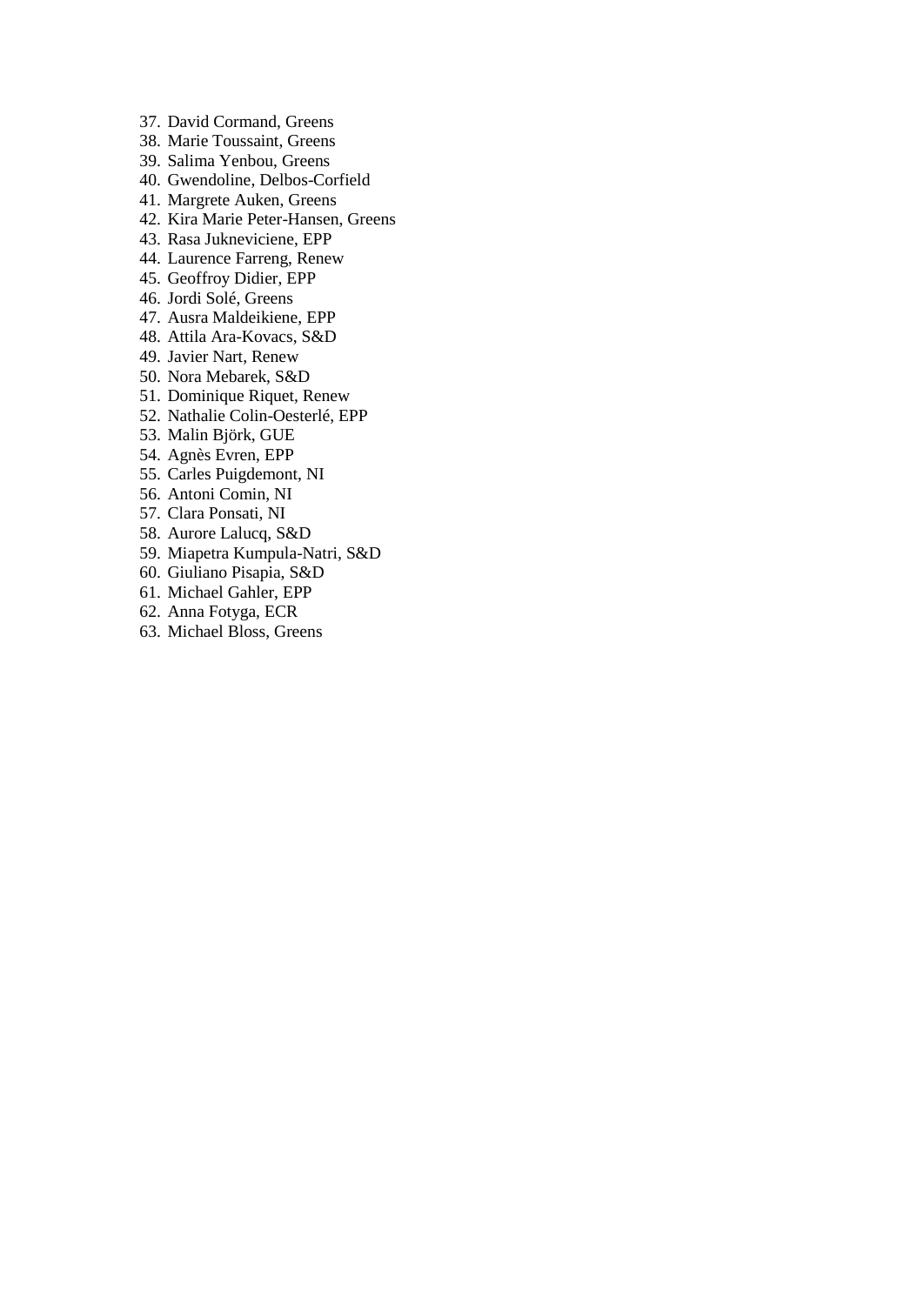37. David Cormand, Greens
38. Marie Toussaint, Greens
39. Salima Yenbou, Greens
40. Gwendoline, Delbos-Corfield
41. Margrete Auken, Greens
42. Kira Marie Peter-Hansen, Greens
43. Rasa Jukneviciene, EPP
44. Laurence Farreng, Renew
45. Geoffroy Didier, EPP
46. Jordi Solé, Greens
47. Ausra Maldeikiene, EPP
48. Attila Ara-Kovacs, S&D
49. Javier Nart, Renew
50. Nora Mebarek, S&D
51. Dominique Riquet, Renew
52. Nathalie Colin-Oesterlé, EPP
53. Malin Björk, GUE
54. Agnès Evren, EPP
55. Carles Puigdemont, NI
56. Antoni Comin, NI
57. Clara Ponsati, NI
58. Aurore Lalucq, S&D
59. Miapetra Kumpula-Natri, S&D
60. Giuliano Pisapia, S&D
61. Michael Gahler, EPP
62. Anna Fotyga, ECR
63. Michael Bloss, Greens